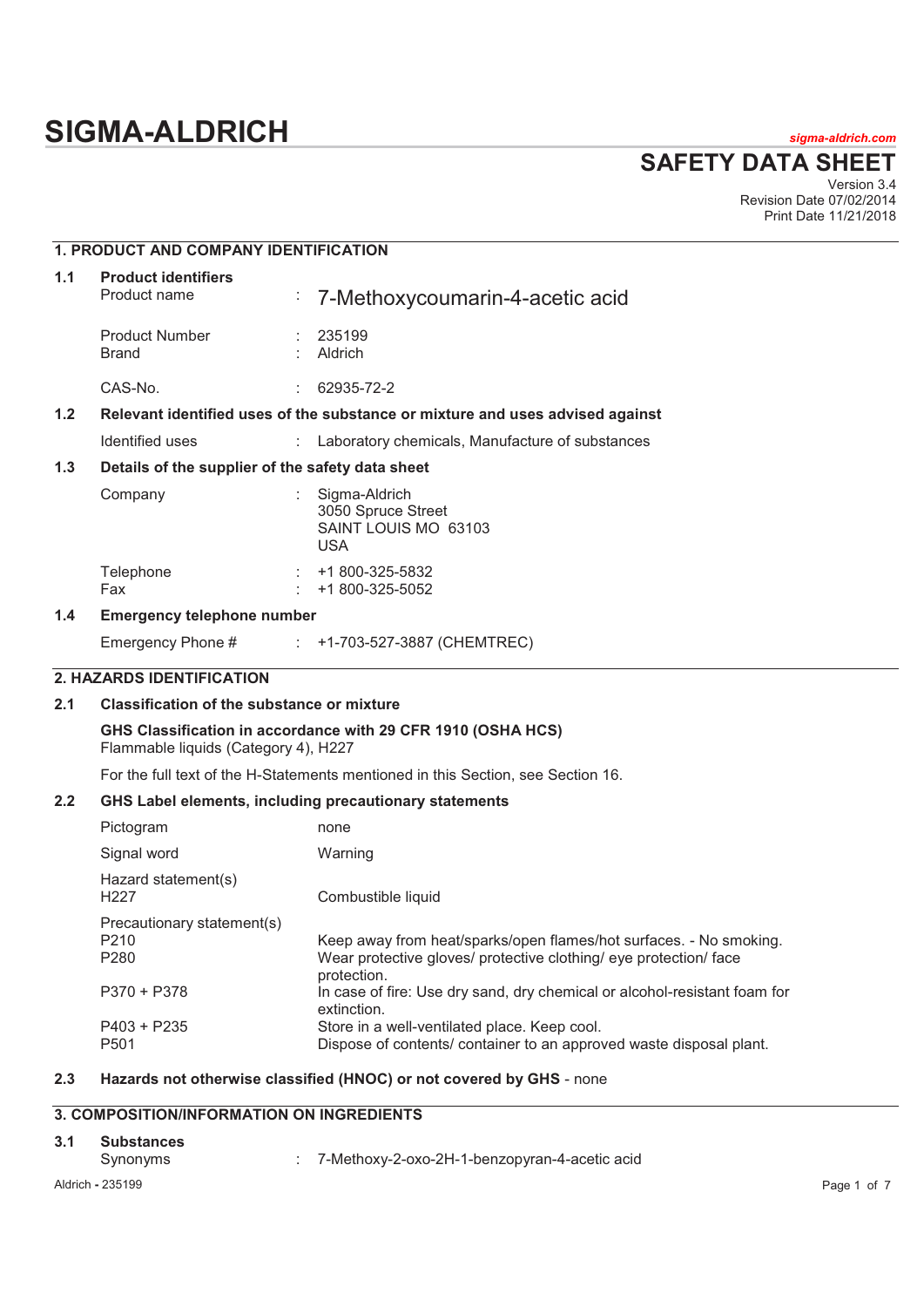# SIGMA-ALDRICH

*sigma-aldrich.com*

## SAFETY DATA SHEET

Version 3.4
Revision Date 07/02/2014
Print Date 11/21/2018

## 1. PRODUCT AND COMPANY IDENTIFICATION

### 1.1 Product identifiers

| | | |
|---|---|---|
| Product name | : | 7-Methoxycoumarin-4-acetic acid |
| Product Number | : | 235199 |
| Brand | : | Aldrich |
| CAS-No. | : | 62935-72-2 |

### 1.2 Relevant identified uses of the substance or mixture and uses advised against

| | | |
|---|---|---|
| Identified uses | : | Laboratory chemicals, Manufacture of substances |

### 1.3 Details of the supplier of the safety data sheet

| | | |
|---|---|---|
| Company | : | Sigma-Aldrich<br>3050 Spruce Street<br>SAINT LOUIS MO 63103<br>USA |
| Telephone | : | +1 800-325-5832 |
| Fax | : | +1 800-325-5052 |

### 1.4 Emergency telephone number

| | | |
|---|---|---|
| Emergency Phone # | : | +1-703-527-3887 (CHEMTREC) |

## 2. HAZARDS IDENTIFICATION

### 2.1 Classification of the substance or mixture

**GHS Classification in accordance with 29 CFR 1910 (OSHA HCS)**
Flammable liquids (Category 4), H227

For the full text of the H-Statements mentioned in this Section, see Section 16.

### 2.2 GHS Label elements, including precautionary statements

| | |
|---|---|
| Pictogram | none |
| Signal word | Warning |
| **Hazard statement(s)** | |
| H227 | Combustible liquid |
| **Precautionary statement(s)** | |
| P210 | Keep away from heat/sparks/open flames/hot surfaces. - No smoking. |
| P280 | Wear protective gloves/ protective clothing/ eye protection/ face protection. |
| P370 + P378 | In case of fire: Use dry sand, dry chemical or alcohol-resistant foam for extinction. |
| P403 + P235 | Store in a well-ventilated place. Keep cool. |
| P501 | Dispose of contents/ container to an approved waste disposal plant. |

### 2.3 Hazards not otherwise classified (HNOC) or not covered by GHS - none

## 3. COMPOSITION/INFORMATION ON INGREDIENTS

### 3.1 Substances

| | | |
|---|---|---|
| Synonyms | : | 7-Methoxy-2-oxo-2H-1-benzopyran-4-acetic acid |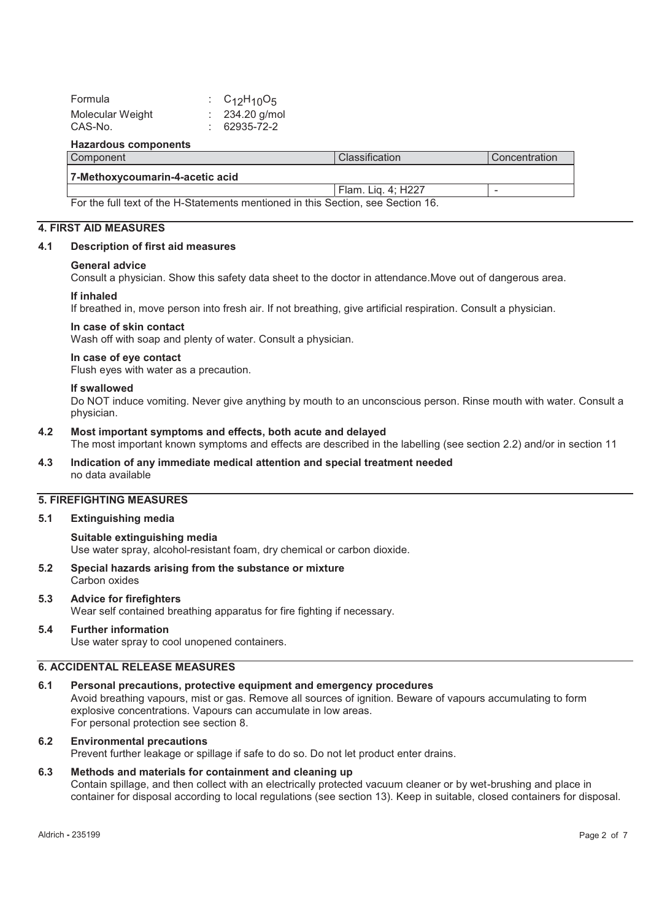| | | |
|---|---|---|
| Formula | : | $C_{12}H_{10}O_5$ |
| Molecular Weight | : | 234.20 g/mol |
| CAS-No. | : | 62935-72-2 |

**Hazardous components**

| Component | Classification | Concentration |
|---|---|---|
| **7-Methoxycoumarin-4-acetic acid** | | |
| | Flam. Liq. 4; H227 | - |

For the full text of the H-Statements mentioned in this Section, see Section 16.

## 4. FIRST AID MEASURES

### 4.1 Description of first aid measures

**General advice**
Consult a physician. Show this safety data sheet to the doctor in attendance.Move out of dangerous area.

**If inhaled**
If breathed in, move person into fresh air. If not breathing, give artificial respiration. Consult a physician.

**In case of skin contact**
Wash off with soap and plenty of water. Consult a physician.

**In case of eye contact**
Flush eyes with water as a precaution.

**If swallowed**
Do NOT induce vomiting. Never give anything by mouth to an unconscious person. Rinse mouth with water. Consult a physician.

### 4.2 Most important symptoms and effects, both acute and delayed

The most important known symptoms and effects are described in the labelling (see section 2.2) and/or in section 11

### 4.3 Indication of any immediate medical attention and special treatment needed

no data available

## 5. FIREFIGHTING MEASURES

### 5.1 Extinguishing media

**Suitable extinguishing media**
Use water spray, alcohol-resistant foam, dry chemical or carbon dioxide.

### 5.2 Special hazards arising from the substance or mixture

Carbon oxides

### 5.3 Advice for firefighters

Wear self contained breathing apparatus for fire fighting if necessary.

### 5.4 Further information

Use water spray to cool unopened containers.

## 6. ACCIDENTAL RELEASE MEASURES

### 6.1 Personal precautions, protective equipment and emergency procedures

Avoid breathing vapours, mist or gas. Remove all sources of ignition. Beware of vapours accumulating to form explosive concentrations. Vapours can accumulate in low areas.
For personal protection see section 8.

### 6.2 Environmental precautions

Prevent further leakage or spillage if safe to do so. Do not let product enter drains.

### 6.3 Methods and materials for containment and cleaning up

Contain spillage, and then collect with an electrically protected vacuum cleaner or by wet-brushing and place in container for disposal according to local regulations (see section 13). Keep in suitable, closed containers for disposal.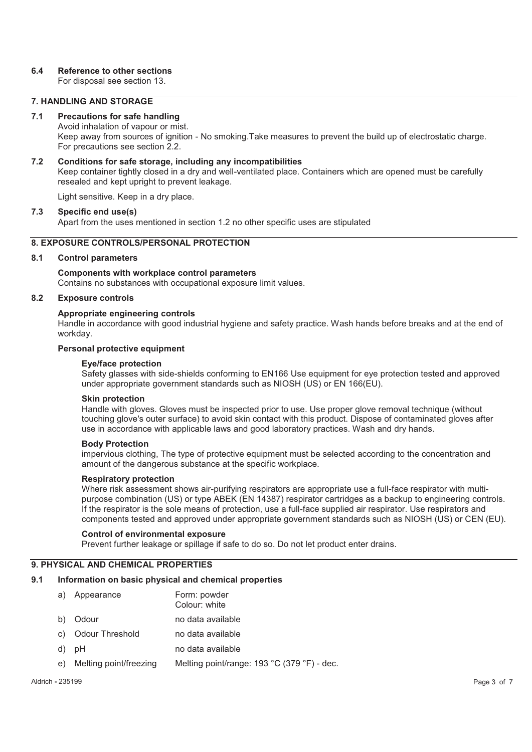### 6.4 Reference to other sections

For disposal see section 13.

## 7. HANDLING AND STORAGE

### 7.1 Precautions for safe handling

Avoid inhalation of vapour or mist.

Keep away from sources of ignition - No smoking.Take measures to prevent the build up of electrostatic charge.

For precautions see section 2.2.

### 7.2 Conditions for safe storage, including any incompatibilities

Keep container tightly closed in a dry and well-ventilated place. Containers which are opened must be carefully resealed and kept upright to prevent leakage.

Light sensitive. Keep in a dry place.

### 7.3 Specific end use(s)

Apart from the uses mentioned in section 1.2 no other specific uses are stipulated

## 8. EXPOSURE CONTROLS/PERSONAL PROTECTION

### 8.1 Control parameters

**Components with workplace control parameters**

Contains no substances with occupational exposure limit values.

### 8.2 Exposure controls

**Appropriate engineering controls**

Handle in accordance with good industrial hygiene and safety practice. Wash hands before breaks and at the end of workday.

**Personal protective equipment**

**Eye/face protection**

Safety glasses with side-shields conforming to EN166 Use equipment for eye protection tested and approved under appropriate government standards such as NIOSH (US) or EN 166(EU).

**Skin protection**

Handle with gloves. Gloves must be inspected prior to use. Use proper glove removal technique (without touching glove's outer surface) to avoid skin contact with this product. Dispose of contaminated gloves after use in accordance with applicable laws and good laboratory practices. Wash and dry hands.

**Body Protection**

impervious clothing, The type of protective equipment must be selected according to the concentration and amount of the dangerous substance at the specific workplace.

**Respiratory protection**

Where risk assessment shows air-purifying respirators are appropriate use a full-face respirator with multi-purpose combination (US) or type ABEK (EN 14387) respirator cartridges as a backup to engineering controls. If the respirator is the sole means of protection, use a full-face supplied air respirator. Use respirators and components tested and approved under appropriate government standards such as NIOSH (US) or CEN (EU).

**Control of environmental exposure**

Prevent further leakage or spillage if safe to do so. Do not let product enter drains.

## 9. PHYSICAL AND CHEMICAL PROPERTIES

### 9.1 Information on basic physical and chemical properties

| | | |
|---|---|---|
| a) | Appearance | Form: powder<br>Colour: white |
| b) | Odour | no data available |
| c) | Odour Threshold | no data available |
| d) | pH | no data available |
| e) | Melting point/freezing | Melting point/range: 193 °C (379 °F) - dec. |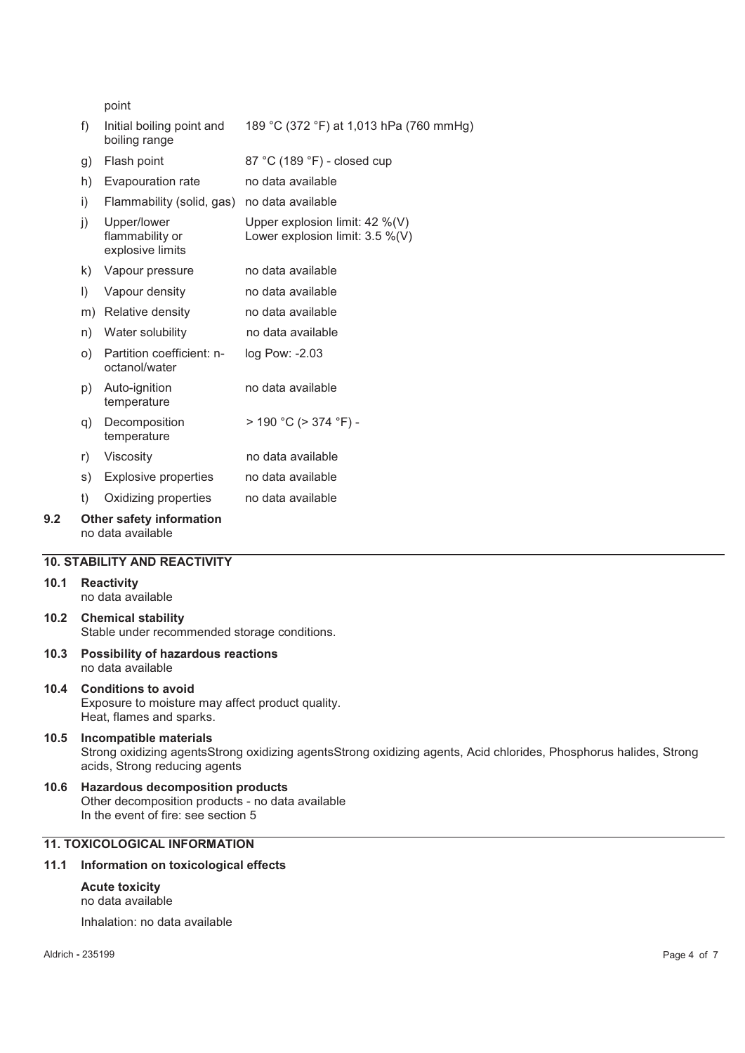point

| | | |
|---|---|---|
| f) | Initial boiling point and boiling range | 189 °C (372 °F) at 1,013 hPa (760 mmHg) |
| g) | Flash point | 87 °C (189 °F) - closed cup |
| h) | Evapouration rate | no data available |
| i) | Flammability (solid, gas) | no data available |
| j) | Upper/lower flammability or explosive limits | Upper explosion limit: 42 %(V)<br>Lower explosion limit: 3.5 %(V) |
| k) | Vapour pressure | no data available |
| l) | Vapour density | no data available |
| m) | Relative density | no data available |
| n) | Water solubility | no data available |
| o) | Partition coefficient: n-octanol/water | log Pow: -2.03 |
| p) | Auto-ignition temperature | no data available |
| q) | Decomposition temperature | > 190 °C (> 374 °F) - |
| r) | Viscosity | no data available |
| s) | Explosive properties | no data available |
| t) | Oxidizing properties | no data available |

**9.2 Other safety information**
no data available

## 10. STABILITY AND REACTIVITY

**10.1 Reactivity**
no data available

**10.2 Chemical stability**
Stable under recommended storage conditions.

**10.3 Possibility of hazardous reactions**
no data available

**10.4 Conditions to avoid**
Exposure to moisture may affect product quality.
Heat, flames and sparks.

**10.5 Incompatible materials**
Strong oxidizing agentsStrong oxidizing agentsStrong oxidizing agents, Acid chlorides, Phosphorus halides, Strong acids, Strong reducing agents

**10.6 Hazardous decomposition products**
Other decomposition products - no data available
In the event of fire: see section 5

## 11. TOXICOLOGICAL INFORMATION

**11.1 Information on toxicological effects**

**Acute toxicity**
no data available

Inhalation: no data available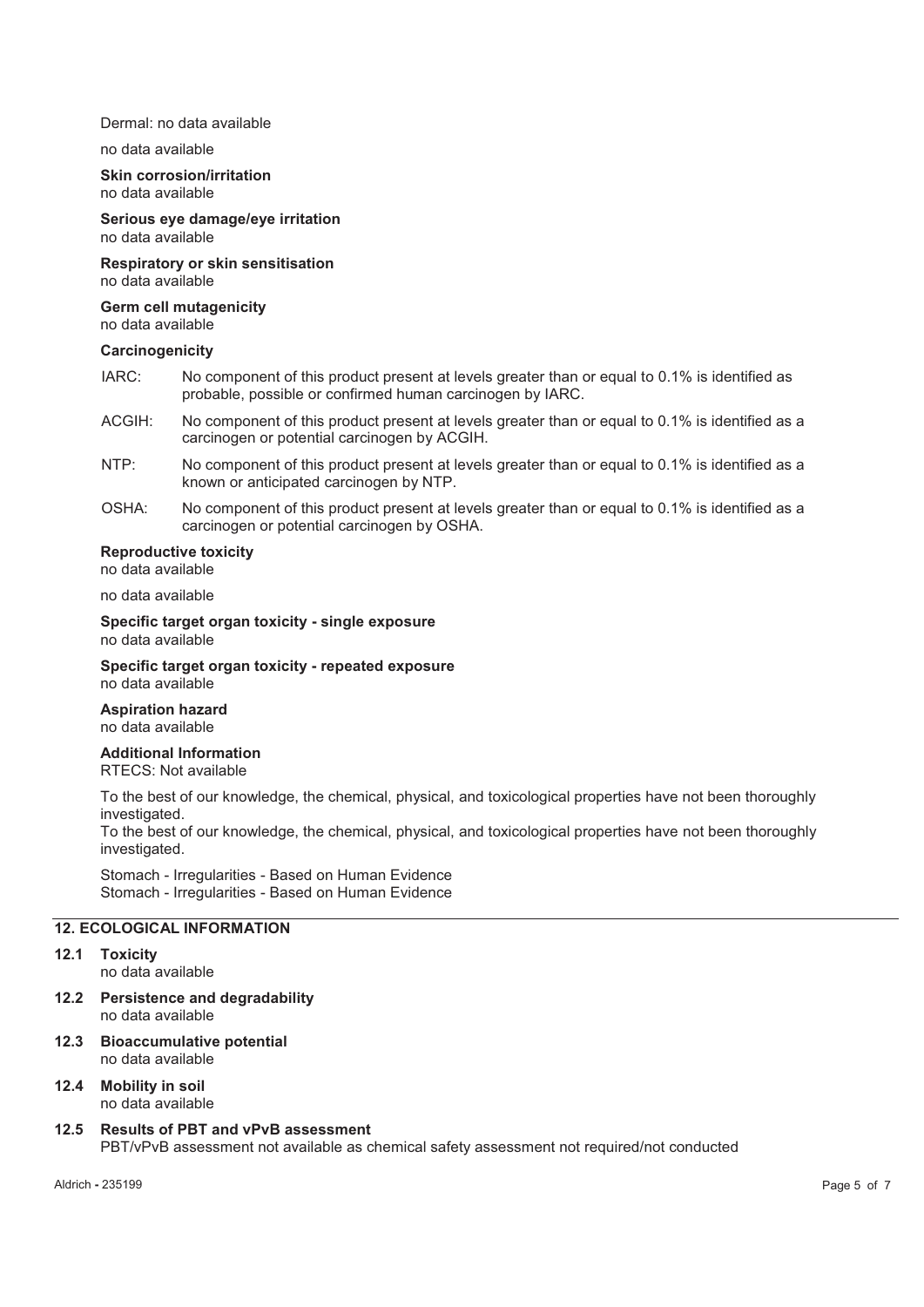Dermal: no data available

no data available

**Skin corrosion/irritation**
no data available

**Serious eye damage/eye irritation**
no data available

**Respiratory or skin sensitisation**
no data available

**Germ cell mutagenicity**
no data available

**Carcinogenicity**

| | |
|---|---|
| IARC: | No component of this product present at levels greater than or equal to 0.1% is identified as probable, possible or confirmed human carcinogen by IARC. |
| ACGIH: | No component of this product present at levels greater than or equal to 0.1% is identified as a carcinogen or potential carcinogen by ACGIH. |
| NTP: | No component of this product present at levels greater than or equal to 0.1% is identified as a known or anticipated carcinogen by NTP. |
| OSHA: | No component of this product present at levels greater than or equal to 0.1% is identified as a carcinogen or potential carcinogen by OSHA. |

**Reproductive toxicity**
no data available

no data available

**Specific target organ toxicity - single exposure**
no data available

**Specific target organ toxicity - repeated exposure**
no data available

**Aspiration hazard**
no data available

**Additional Information**
RTECS: Not available

To the best of our knowledge, the chemical, physical, and toxicological properties have not been thoroughly investigated.
To the best of our knowledge, the chemical, physical, and toxicological properties have not been thoroughly investigated.

Stomach - Irregularities - Based on Human Evidence
Stomach - Irregularities - Based on Human Evidence

## 12. ECOLOGICAL INFORMATION

**12.1 Toxicity**
no data available

**12.2 Persistence and degradability**
no data available

**12.3 Bioaccumulative potential**
no data available

**12.4 Mobility in soil**
no data available

**12.5 Results of PBT and vPvB assessment**
PBT/vPvB assessment not available as chemical safety assessment not required/not conducted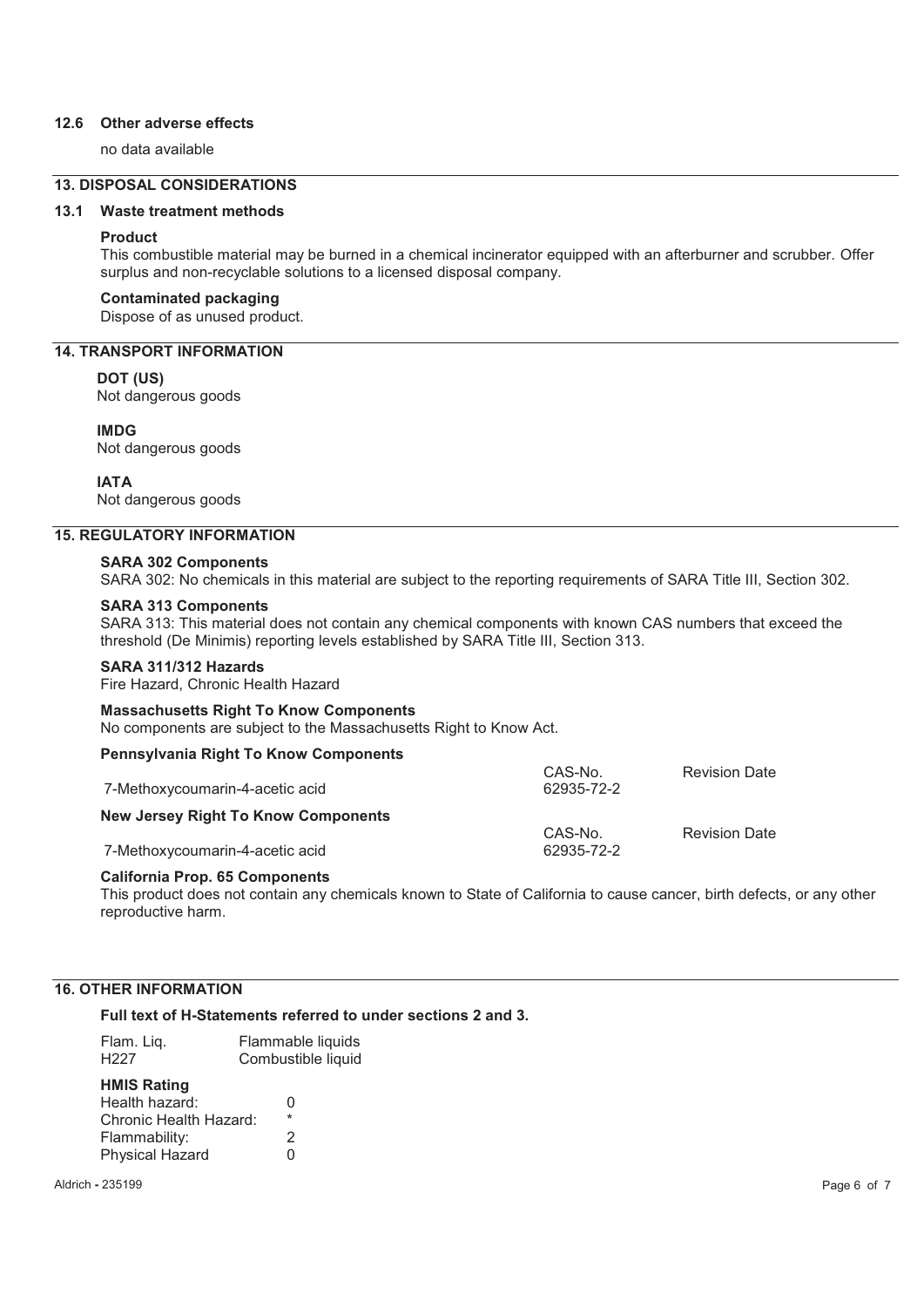### 12.6 Other adverse effects

no data available

## 13. DISPOSAL CONSIDERATIONS

### 13.1 Waste treatment methods

**Product**

This combustible material may be burned in a chemical incinerator equipped with an afterburner and scrubber. Offer surplus and non-recyclable solutions to a licensed disposal company.

**Contaminated packaging**

Dispose of as unused product.

## 14. TRANSPORT INFORMATION

**DOT (US)**

Not dangerous goods

**IMDG**

Not dangerous goods

**IATA**

Not dangerous goods

## 15. REGULATORY INFORMATION

**SARA 302 Components**

SARA 302: No chemicals in this material are subject to the reporting requirements of SARA Title III, Section 302.

**SARA 313 Components**

SARA 313: This material does not contain any chemical components with known CAS numbers that exceed the threshold (De Minimis) reporting levels established by SARA Title III, Section 313.

**SARA 311/312 Hazards**

Fire Hazard, Chronic Health Hazard

**Massachusetts Right To Know Components**

No components are subject to the Massachusetts Right to Know Act.

**Pennsylvania Right To Know Components**

| | CAS-No. | Revision Date |
|---|---|---|
| 7-Methoxycoumarin-4-acetic acid | 62935-72-2 | |

**New Jersey Right To Know Components**

| | CAS-No. | Revision Date |
|---|---|---|
| 7-Methoxycoumarin-4-acetic acid | 62935-72-2 | |

**California Prop. 65 Components**

This product does not contain any chemicals known to State of California to cause cancer, birth defects, or any other reproductive harm.

## 16. OTHER INFORMATION

**Full text of H-Statements referred to under sections 2 and 3.**

| | |
|---|---|
| Flam. Liq. | Flammable liquids |
| H227 | Combustible liquid |

**HMIS Rating**

| | |
|---|---|
| Health hazard: | 0 |
| Chronic Health Hazard: | * |
| Flammability: | 2 |
| Physical Hazard | 0 |

Aldrich - 235199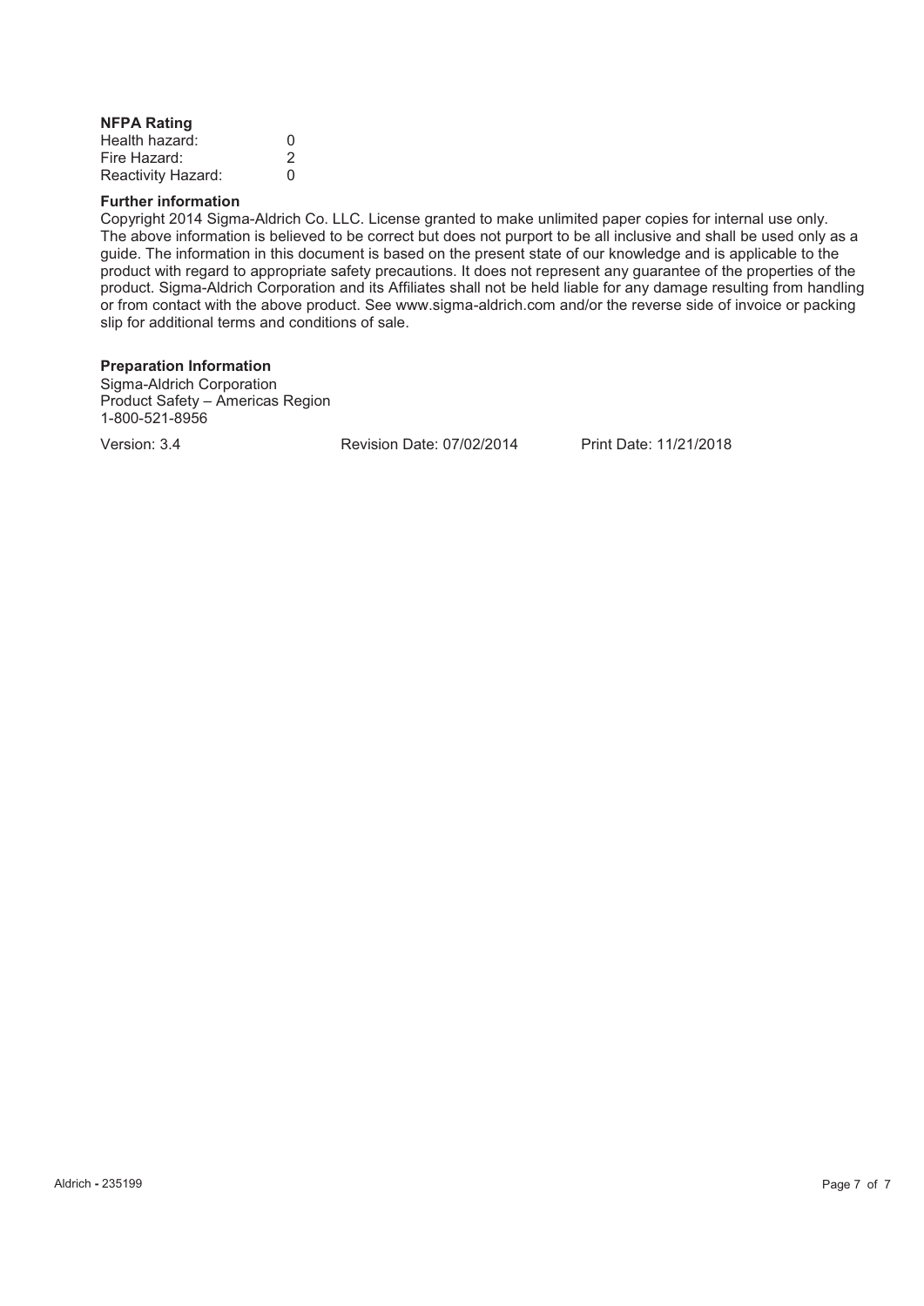**NFPA Rating**

| | |
|---|---|
| Health hazard: | 0 |
| Fire Hazard: | 2 |
| Reactivity Hazard: | 0 |

**Further information**

Copyright 2014 Sigma-Aldrich Co. LLC. License granted to make unlimited paper copies for internal use only. The above information is believed to be correct but does not purport to be all inclusive and shall be used only as a guide. The information in this document is based on the present state of our knowledge and is applicable to the product with regard to appropriate safety precautions. It does not represent any guarantee of the properties of the product. Sigma-Aldrich Corporation and its Affiliates shall not be held liable for any damage resulting from handling or from contact with the above product. See www.sigma-aldrich.com and/or the reverse side of invoice or packing slip for additional terms and conditions of sale.

**Preparation Information**

Sigma-Aldrich Corporation
Product Safety – Americas Region
1-800-521-8956

Version: 3.4 Revision Date: 07/02/2014 Print Date: 11/21/2018